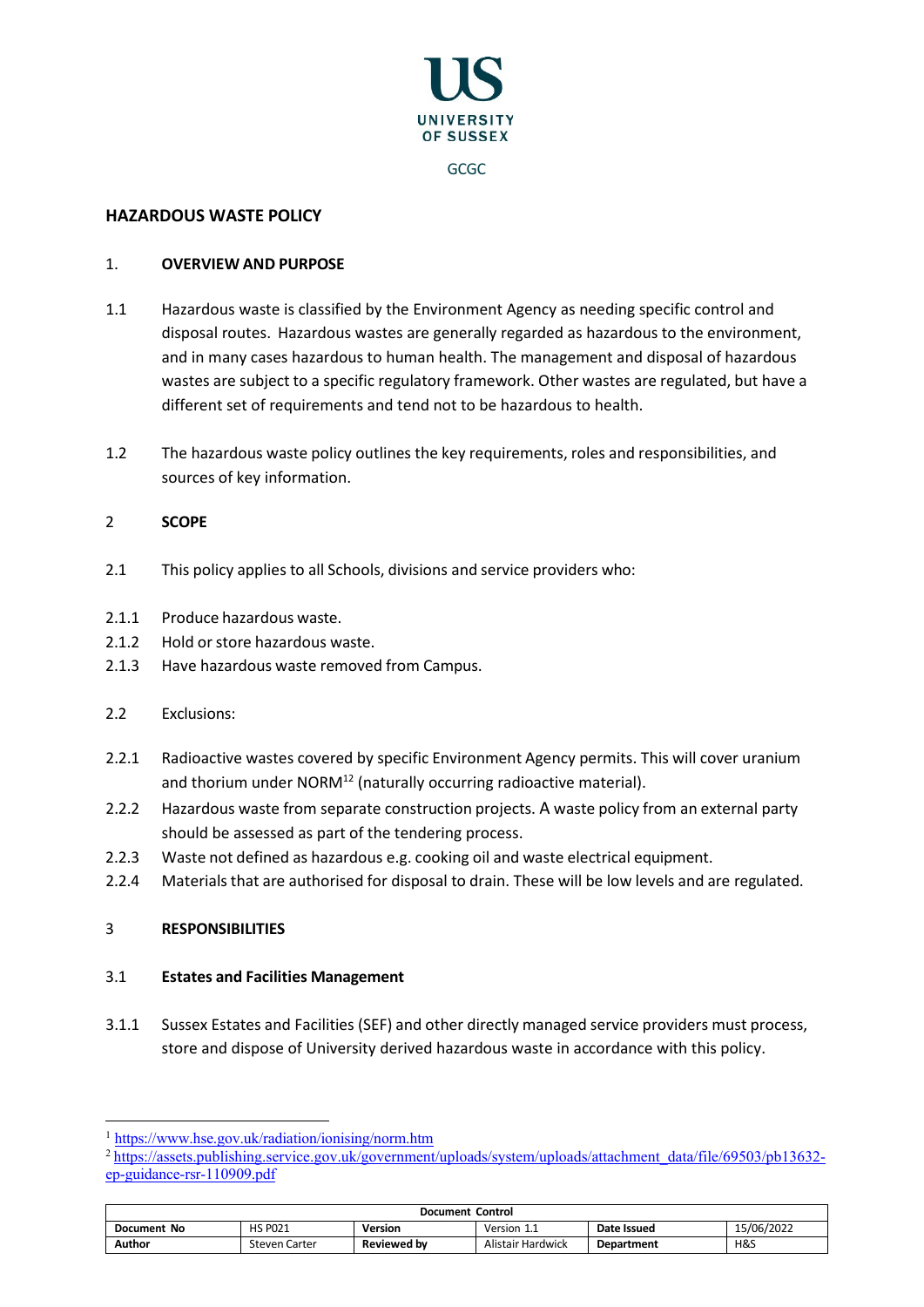UNIVERSITY OF SUSSEX

GCGC

# HAZARDOUS WASTE POLICY

## 1. OVERVIEW AND PURPOSE

1.1 Hazardous waste is classified by the Environment Agency as needing specific control and disposal routes. Hazardous wastes are generally regarded as hazardous to the environment, and in many cases hazardous to human health. The management and disposal of hazardous wastes are subject to a specific regulatory framework. Other wastes are regulated, but have a different set of requirements and tend not to be hazardous to health.

1.2 The hazardous waste policy outlines the key requirements, roles and responsibilities, and sources of key information.

## 2 SCOPE

2.1 This policy applies to all Schools, divisions and service providers who:

2.1.1 Produce hazardous waste.

2.1.2 Hold or store hazardous waste.

2.1.3 Have hazardous waste removed from Campus.

2.2 Exclusions:

2.2.1 Radioactive wastes covered by specific Environment Agency permits. This will cover uranium and thorium under NORM[1][2] (naturally occurring radioactive material).

2.2.2 Hazardous waste from separate construction projects. A waste policy from an external party should be assessed as part of the tendering process.

2.2.3 Waste not defined as hazardous e.g. cooking oil and waste electrical equipment.

2.2.4 Materials that are authorised for disposal to drain. These will be low levels and are regulated.

## 3 RESPONSIBILITIES

### 3.1 Estates and Facilities Management

3.1.1 Sussex Estates and Facilities (SEF) and other directly managed service providers must process, store and dispose of University derived hazardous waste in accordance with this policy.

---

[1] https://www.hse.gov.uk/radiation/ionising/norm.htm

[2] https://assets.publishing.service.gov.uk/government/uploads/system/uploads/attachment_data/file/69503/pb13632-ep-guidance-rsr-110909.pdf

| Document Control | | | | | |
|---|---|---|---|---|---|
| **Document No** | HS P021 | **Version** | Version 1.1 | **Date Issued** | 15/06/2022 |
| **Author** | Steven Carter | **Reviewed by** | Alistair Hardwick | **Department** | H&S |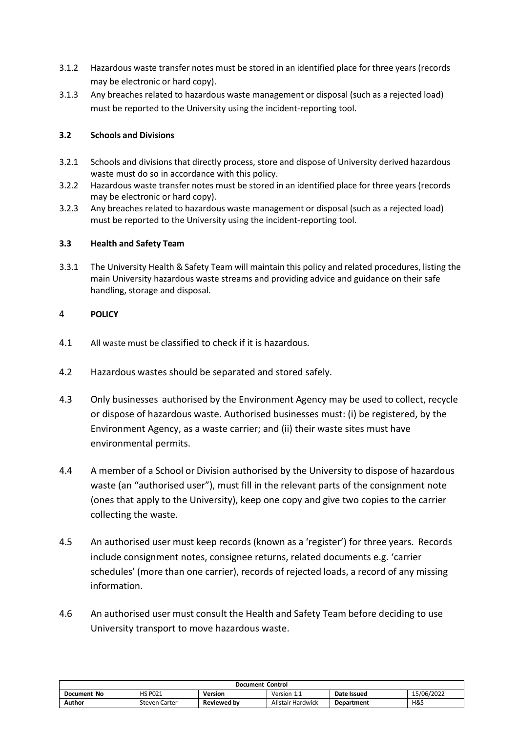3.1.2 Hazardous waste transfer notes must be stored in an identified place for three years (records may be electronic or hard copy).

3.1.3 Any breaches related to hazardous waste management or disposal (such as a rejected load) must be reported to the University using the incident-reporting tool.

### 3.2 Schools and Divisions

3.2.1 Schools and divisions that directly process, store and dispose of University derived hazardous waste must do so in accordance with this policy.

3.2.2 Hazardous waste transfer notes must be stored in an identified place for three years (records may be electronic or hard copy).

3.2.3 Any breaches related to hazardous waste management or disposal (such as a rejected load) must be reported to the University using the incident-reporting tool.

### 3.3 Health and Safety Team

3.3.1 The University Health & Safety Team will maintain this policy and related procedures, listing the main University hazardous waste streams and providing advice and guidance on their safe handling, storage and disposal.

## 4 POLICY

4.1 All waste must be classified to check if it is hazardous.

4.2 Hazardous wastes should be separated and stored safely.

4.3 Only businesses authorised by the Environment Agency may be used to collect, recycle or dispose of hazardous waste. Authorised businesses must: (i) be registered, by the Environment Agency, as a waste carrier; and (ii) their waste sites must have environmental permits.

4.4 A member of a School or Division authorised by the University to dispose of hazardous waste (an "authorised user"), must fill in the relevant parts of the consignment note (ones that apply to the University), keep one copy and give two copies to the carrier collecting the waste.

4.5 An authorised user must keep records (known as a 'register') for three years. Records include consignment notes, consignee returns, related documents e.g. 'carrier schedules' (more than one carrier), records of rejected loads, a record of any missing information.

4.6 An authorised user must consult the Health and Safety Team before deciding to use University transport to move hazardous waste.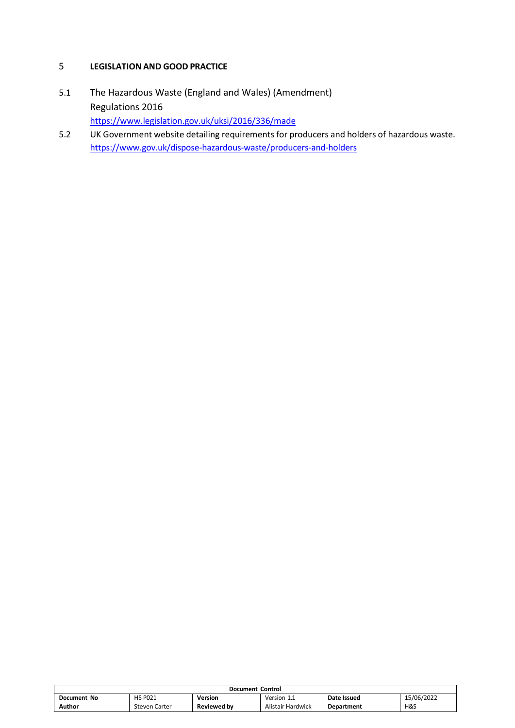## 5 LEGISLATION AND GOOD PRACTICE

5.1 The Hazardous Waste (England and Wales) (Amendment) Regulations 2016
https://www.legislation.gov.uk/uksi/2016/336/made

5.2 UK Government website detailing requirements for producers and holders of hazardous waste.
https://www.gov.uk/dispose-hazardous-waste/producers-and-holders

| Document Control | | | | | |
|---|---|---|---|---|---|
| **Document No** | HS P021 | **Version** | Version 1.1 | **Date Issued** | 15/06/2022 |
| **Author** | Steven Carter | **Reviewed by** | Alistair Hardwick | **Department** | H&S |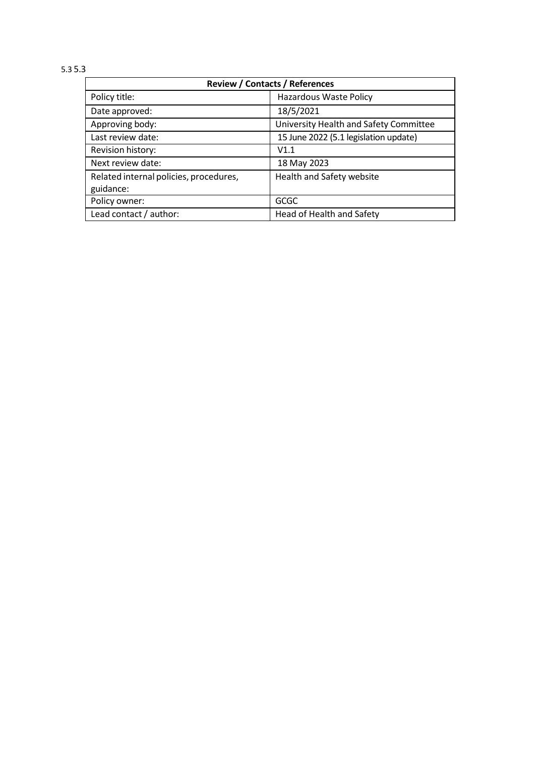5.3 5.3

| Review / Contacts / References | |
|---|---|
| Policy title: | Hazardous Waste Policy |
| Date approved: | 18/5/2021 |
| Approving body: | University Health and Safety Committee |
| Last review date: | 15 June 2022 (5.1 legislation update) |
| Revision history: | V1.1 |
| Next review date: | 18 May 2023 |
| Related internal policies, procedures, guidance: | Health and Safety website |
| Policy owner: | GCGC |
| Lead contact / author: | Head of Health and Safety |